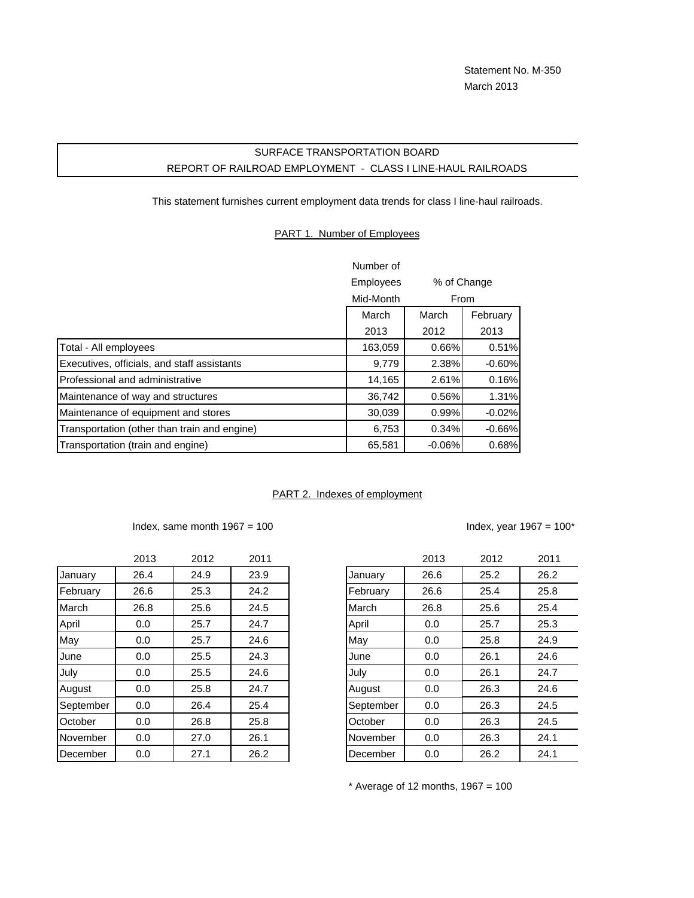Statement No. M-350
March 2013

# SURFACE TRANSPORTATION BOARD
## REPORT OF RAILROAD EMPLOYMENT - CLASS I LINE-HAUL RAILROADS

This statement furnishes current employment data trends for class I line-haul railroads.

### PART 1. Number of Employees

| | Number of Employees Mid-Month | % of Change From | |
|---|---|---|---|
| | March 2013 | March 2012 | February 2013 |
| Total - All employees | 163,059 | 0.66% | 0.51% |
| Executives, officials, and staff assistants | 9,779 | 2.38% | -0.60% |
| Professional and administrative | 14,165 | 2.61% | 0.16% |
| Maintenance of way and structures | 36,742 | 0.56% | 1.31% |
| Maintenance of equipment and stores | 30,039 | 0.99% | -0.02% |
| Transportation (other than train and engine) | 6,753 | 0.34% | -0.66% |
| Transportation (train and engine) | 65,581 | -0.06% | 0.68% |

### PART 2. Indexes of employment

Index, same month 1967 = 100

| | 2013 | 2012 | 2011 |
|---|---|---|---|
| January | 26.4 | 24.9 | 23.9 |
| February | 26.6 | 25.3 | 24.2 |
| March | 26.8 | 25.6 | 24.5 |
| April | 0.0 | 25.7 | 24.7 |
| May | 0.0 | 25.7 | 24.6 |
| June | 0.0 | 25.5 | 24.3 |
| July | 0.0 | 25.5 | 24.6 |
| August | 0.0 | 25.8 | 24.7 |
| September | 0.0 | 26.4 | 25.4 |
| October | 0.0 | 26.8 | 25.8 |
| November | 0.0 | 27.0 | 26.1 |
| December | 0.0 | 27.1 | 26.2 |

Index, year 1967 = 100*

| | 2013 | 2012 | 2011 |
|---|---|---|---|
| January | 26.6 | 25.2 | 26.2 |
| February | 26.6 | 25.4 | 25.8 |
| March | 26.8 | 25.6 | 25.4 |
| April | 0.0 | 25.7 | 25.3 |
| May | 0.0 | 25.8 | 24.9 |
| June | 0.0 | 26.1 | 24.6 |
| July | 0.0 | 26.1 | 24.7 |
| August | 0.0 | 26.3 | 24.6 |
| September | 0.0 | 26.3 | 24.5 |
| October | 0.0 | 26.3 | 24.5 |
| November | 0.0 | 26.3 | 24.1 |
| December | 0.0 | 26.2 | 24.1 |

* Average of 12 months, 1967 = 100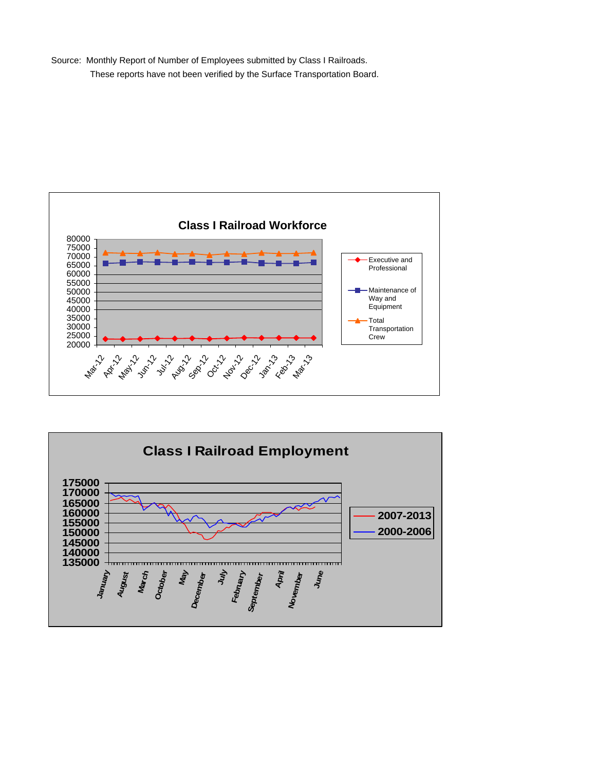Source: Monthly Report of Number of Employees submitted by Class I Railroads.
These reports have not been verified by the Surface Transportation Board.

**Class I Railroad Workforce**

Legend: Executive and Professional; Maintenance of Way and Equipment; Total Transportation Crew

Y-axis: 20000, 25000, 30000, 35000, 40000, 45000, 50000, 55000, 60000, 65000, 70000, 75000, 80000

X-axis: Mar-12, Apr-12, May-12, Jun-12, Jul-12, Aug-12, Sep-12, Oct-12, Nov-12, Dec-12, Jan-13, Feb-13, Mar-13

**Class I Railroad Employment**

Legend: 2007-2013; 2000-2006

Y-axis: 135000, 140000, 145000, 150000, 155000, 160000, 165000, 170000, 175000

X-axis: January, August, March, October, May, December, July, February, September, April, November, June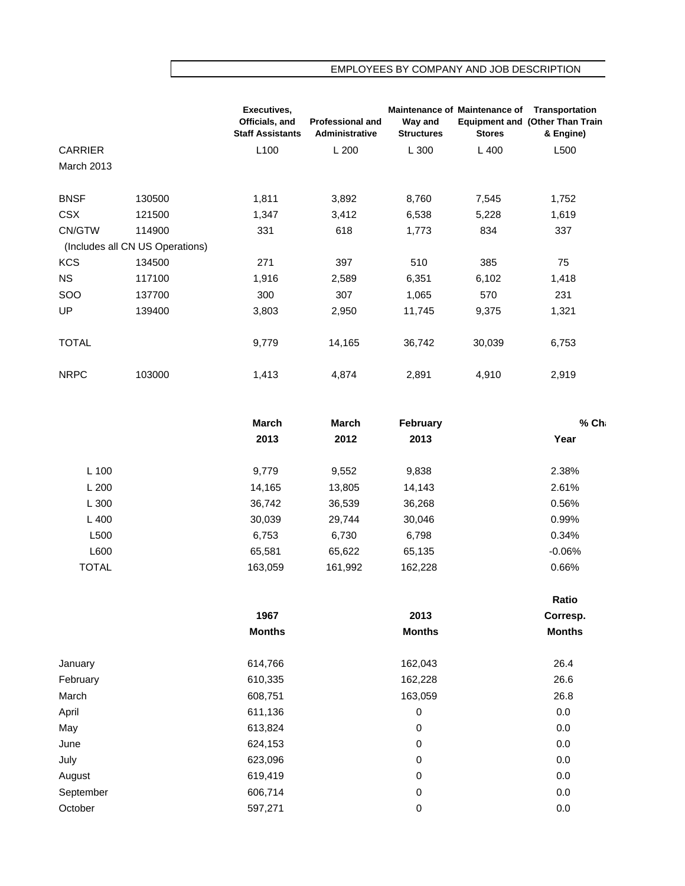## EMPLOYEES BY COMPANY AND JOB DESCRIPTION

| CARRIER | | Executives, Officials, and Staff Assistants | Professional and Administrative | Maintenance of Way and Structures | Maintenance of Equipment and Stores | Transportation (Other Than Train & Engine) |
|---|---|---|---|---|---|---|
| | | L100 | L 200 | L 300 | L 400 | L500 |
| March 2013 | | | | | | |
| BNSF | 130500 | 1,811 | 3,892 | 8,760 | 7,545 | 1,752 |
| CSX | 121500 | 1,347 | 3,412 | 6,538 | 5,228 | 1,619 |
| CN/GTW | 114900 | 331 | 618 | 1,773 | 834 | 337 |
| (Includes all CN US Operations) | | | | | | |
| KCS | 134500 | 271 | 397 | 510 | 385 | 75 |
| NS | 117100 | 1,916 | 2,589 | 6,351 | 6,102 | 1,418 |
| SOO | 137700 | 300 | 307 | 1,065 | 570 | 231 |
| UP | 139400 | 3,803 | 2,950 | 11,745 | 9,375 | 1,321 |
| TOTAL | | 9,779 | 14,165 | 36,742 | 30,039 | 6,753 |
| NRPC | 103000 | 1,413 | 4,874 | 2,891 | 4,910 | 2,919 |

| | March 2013 | March 2012 | February 2013 | % Ch Year |
|---|---|---|---|---|
| L 100 | 9,779 | 9,552 | 9,838 | 2.38% |
| L 200 | 14,165 | 13,805 | 14,143 | 2.61% |
| L 300 | 36,742 | 36,539 | 36,268 | 0.56% |
| L 400 | 30,039 | 29,744 | 30,046 | 0.99% |
| L500 | 6,753 | 6,730 | 6,798 | 0.34% |
| L600 | 65,581 | 65,622 | 65,135 | -0.06% |
| TOTAL | 163,059 | 161,992 | 162,228 | 0.66% |

| | 1967 Months | 2013 Months | Ratio Corresp. Months |
|---|---|---|---|
| January | 614,766 | 162,043 | 26.4 |
| February | 610,335 | 162,228 | 26.6 |
| March | 608,751 | 163,059 | 26.8 |
| April | 611,136 | 0 | 0.0 |
| May | 613,824 | 0 | 0.0 |
| June | 624,153 | 0 | 0.0 |
| July | 623,096 | 0 | 0.0 |
| August | 619,419 | 0 | 0.0 |
| September | 606,714 | 0 | 0.0 |
| October | 597,271 | 0 | 0.0 |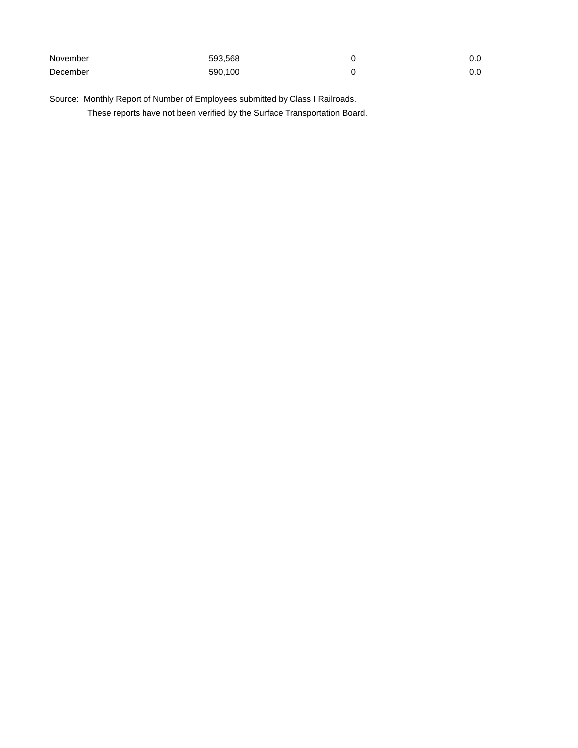| | | | |
|---|---|---|---|
| November | 593,568 | 0 | 0.0 |
| December | 590,100 | 0 | 0.0 |

Source: Monthly Report of Number of Employees submitted by Class I Railroads.
These reports have not been verified by the Surface Transportation Board.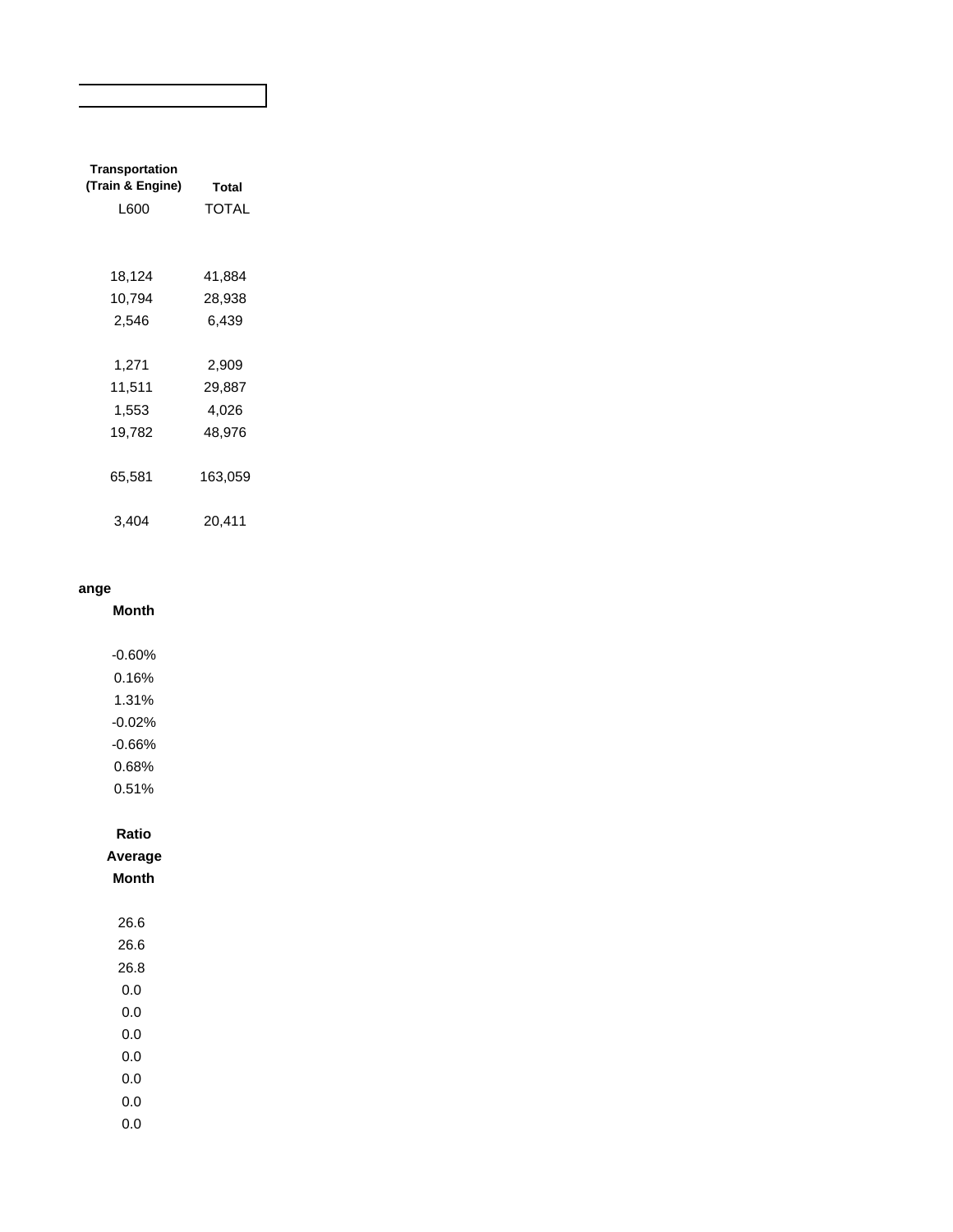| Transportation (Train & Engine) | Total |
|---|---|
| L600 | TOTAL |
| | |
| 18,124 | 41,884 |
| 10,794 | 28,938 |
| 2,546 | 6,439 |
| | |
| 1,271 | 2,909 |
| 11,511 | 29,887 |
| 1,553 | 4,026 |
| 19,782 | 48,976 |
| | |
| 65,581 | 163,059 |
| | |
| 3,404 | 20,411 |

**ange**

| Month |
|---|
| -0.60% |
| 0.16% |
| 1.31% |
| -0.02% |
| -0.66% |
| 0.68% |
| 0.51% |

| Ratio Average Month |
|---|
| 26.6 |
| 26.6 |
| 26.8 |
| 0.0 |
| 0.0 |
| 0.0 |
| 0.0 |
| 0.0 |
| 0.0 |
| 0.0 |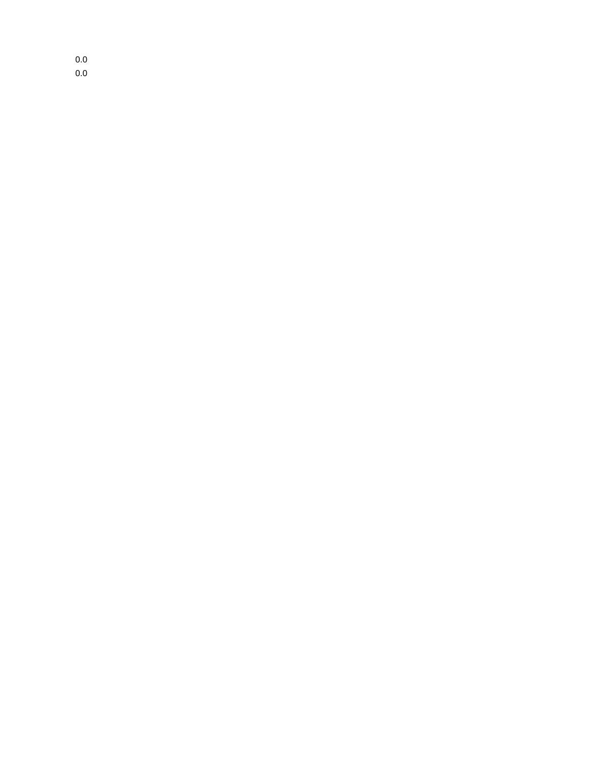0.0
0.0